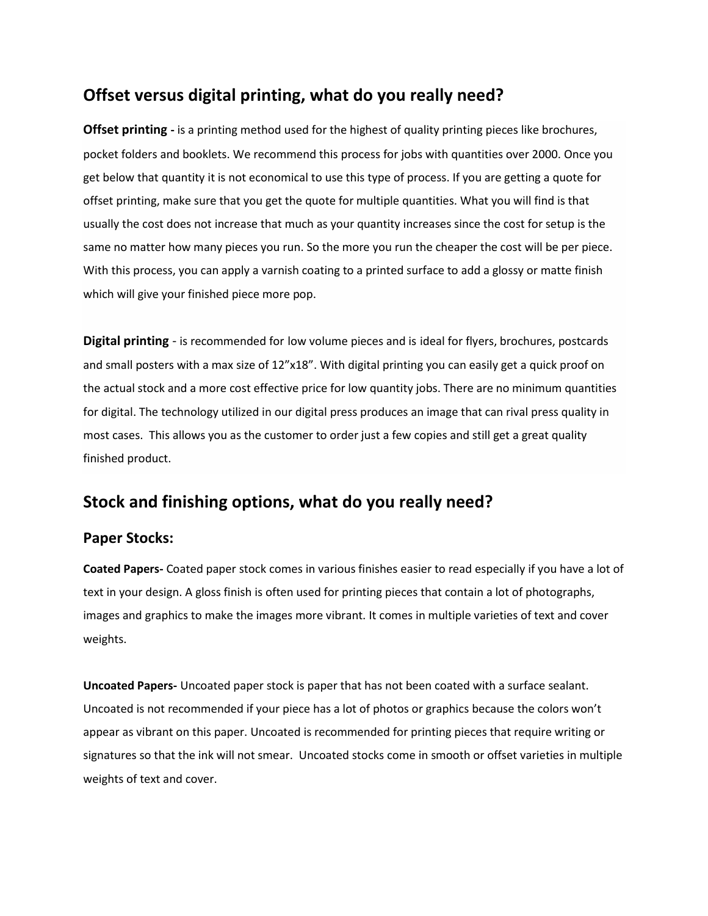## Offset versus digital printing, what do you really need?

**Offset printing -** is a printing method used for the highest of quality printing pieces like brochures, pocket folders and booklets. We recommend this process for jobs with quantities over 2000. Once you get below that quantity it is not economical to use this type of process. If you are getting a quote for offset printing, make sure that you get the quote for multiple quantities. What you will find is that usually the cost does not increase that much as your quantity increases since the cost for setup is the same no matter how many pieces you run. So the more you run the cheaper the cost will be per piece. With this process, you can apply a varnish coating to a printed surface to add a glossy or matte finish which will give your finished piece more pop.

**Digital printing** - is recommended for low volume pieces and is ideal for flyers, brochures, postcards and small posters with a max size of 12"x18". With digital printing you can easily get a quick proof on the actual stock and a more cost effective price for low quantity jobs. There are no minimum quantities for digital. The technology utilized in our digital press produces an image that can rival press quality in most cases. This allows you as the customer to order just a few copies and still get a great quality finished product.

## Stock and finishing options, what do you really need?

### Paper Stocks:

**Coated Papers-** Coated paper stock comes in various finishes easier to read especially if you have a lot of text in your design. A gloss finish is often used for printing pieces that contain a lot of photographs, images and graphics to make the images more vibrant. It comes in multiple varieties of text and cover weights.

**Uncoated Papers-** Uncoated paper stock is paper that has not been coated with a surface sealant. Uncoated is not recommended if your piece has a lot of photos or graphics because the colors won't appear as vibrant on this paper. Uncoated is recommended for printing pieces that require writing or signatures so that the ink will not smear. Uncoated stocks come in smooth or offset varieties in multiple weights of text and cover.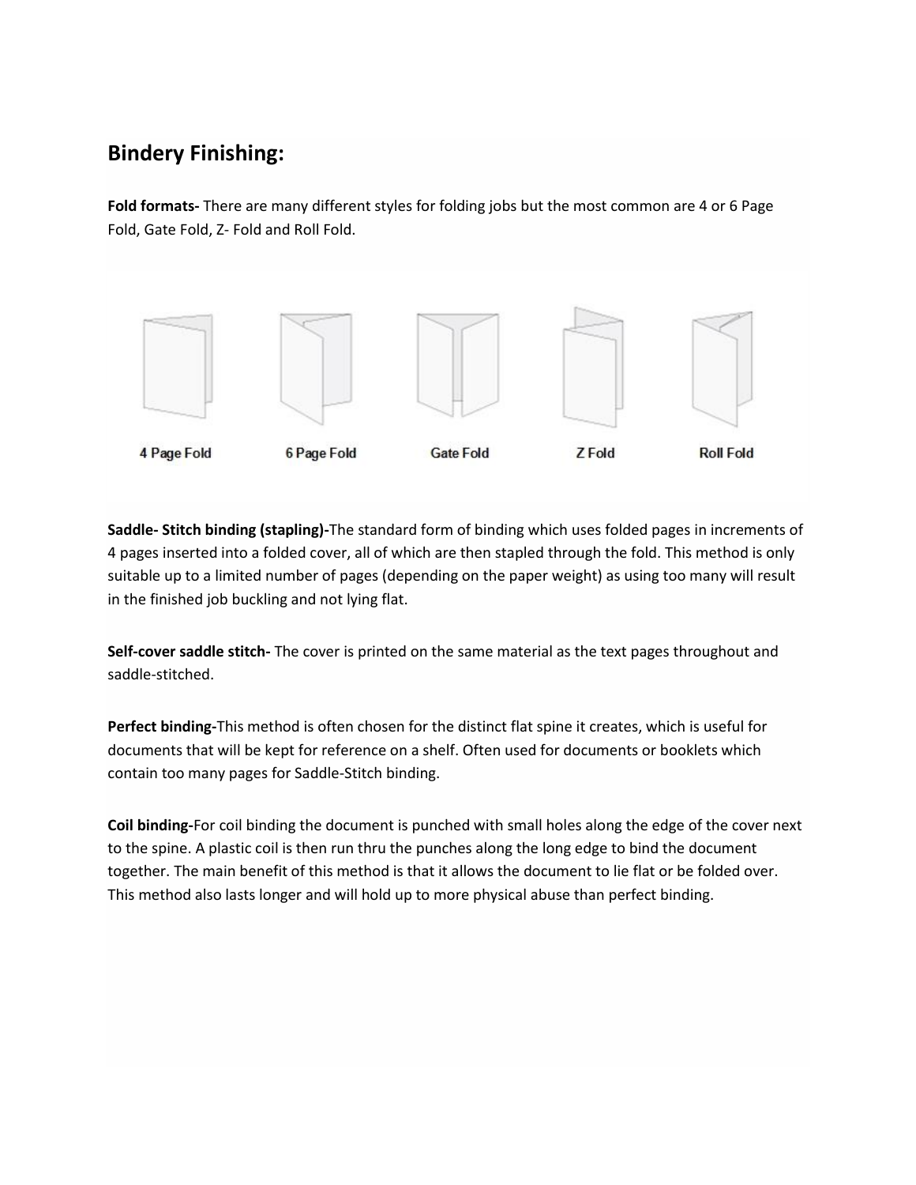## Bindery Finishing:

**Fold formats-** There are many different styles for folding jobs but the most common are 4 or 6 Page Fold, Gate Fold, Z- Fold and Roll Fold.

4 Page Fold    6 Page Fold    Gate Fold    Z Fold    Roll Fold

**Saddle- Stitch binding (stapling)-**The standard form of binding which uses folded pages in increments of 4 pages inserted into a folded cover, all of which are then stapled through the fold. This method is only suitable up to a limited number of pages (depending on the paper weight) as using too many will result in the finished job buckling and not lying flat.

**Self-cover saddle stitch-** The cover is printed on the same material as the text pages throughout and saddle-stitched.

**Perfect binding-**This method is often chosen for the distinct flat spine it creates, which is useful for documents that will be kept for reference on a shelf. Often used for documents or booklets which contain too many pages for Saddle-Stitch binding.

**Coil binding-**For coil binding the document is punched with small holes along the edge of the cover next to the spine. A plastic coil is then run thru the punches along the long edge to bind the document together. The main benefit of this method is that it allows the document to lie flat or be folded over. This method also lasts longer and will hold up to more physical abuse than perfect binding.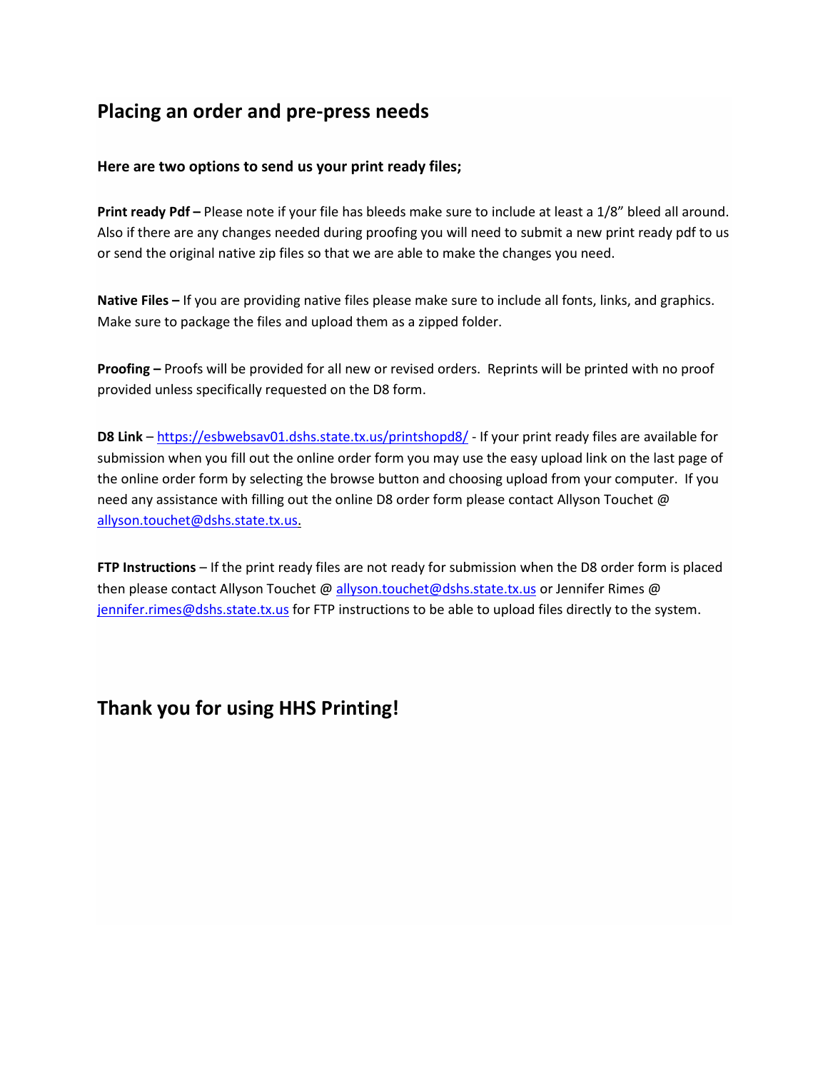## Placing an order and pre-press needs

**Here are two options to send us your print ready files;**

**Print ready Pdf –** Please note if your file has bleeds make sure to include at least a 1/8" bleed all around. Also if there are any changes needed during proofing you will need to submit a new print ready pdf to us or send the original native zip files so that we are able to make the changes you need.

**Native Files –** If you are providing native files please make sure to include all fonts, links, and graphics. Make sure to package the files and upload them as a zipped folder.

**Proofing –** Proofs will be provided for all new or revised orders. Reprints will be printed with no proof provided unless specifically requested on the D8 form.

**D8 Link** – https://esbwebsav01.dshs.state.tx.us/printshopd8/ - If your print ready files are available for submission when you fill out the online order form you may use the easy upload link on the last page of the online order form by selecting the browse button and choosing upload from your computer. If you need any assistance with filling out the online D8 order form please contact Allyson Touchet @ allyson.touchet@dshs.state.tx.us.

**FTP Instructions** – If the print ready files are not ready for submission when the D8 order form is placed then please contact Allyson Touchet @ allyson.touchet@dshs.state.tx.us or Jennifer Rimes @ jennifer.rimes@dshs.state.tx.us for FTP instructions to be able to upload files directly to the system.

## Thank you for using HHS Printing!